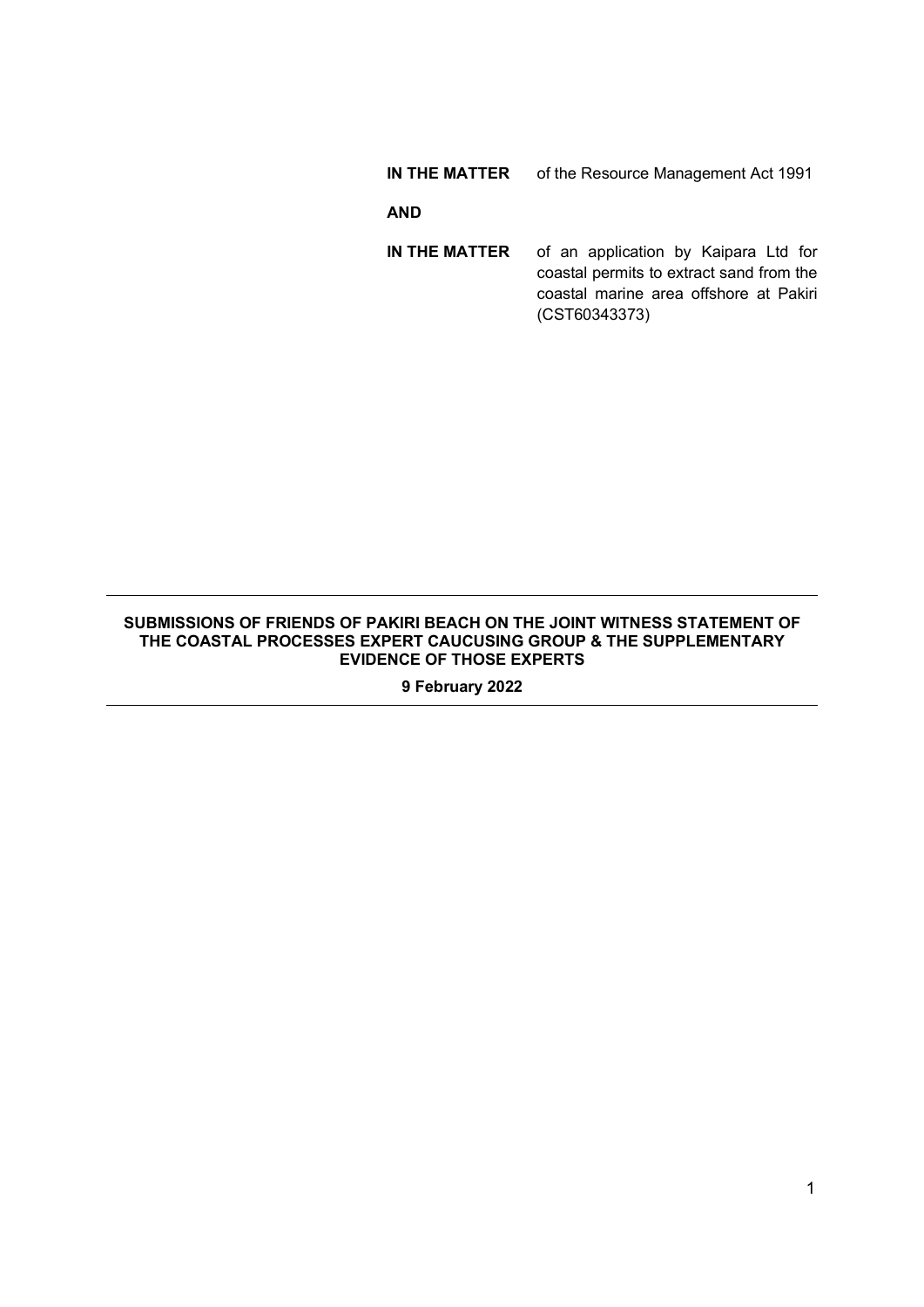**IN THE MATTER** of the Resource Management Act 1991

**AND**

**IN THE MATTER** of an application by Kaipara Ltd for coastal permits to extract sand from the coastal marine area offshore at Pakiri (CST60343373)

---

**SUBMISSIONS OF FRIENDS OF PAKIRI BEACH ON THE JOINT WITNESS STATEMENT OF THE COASTAL PROCESSES EXPERT CAUCUSING GROUP & THE SUPPLEMENTARY EVIDENCE OF THOSE EXPERTS**

**9 February 2022**

---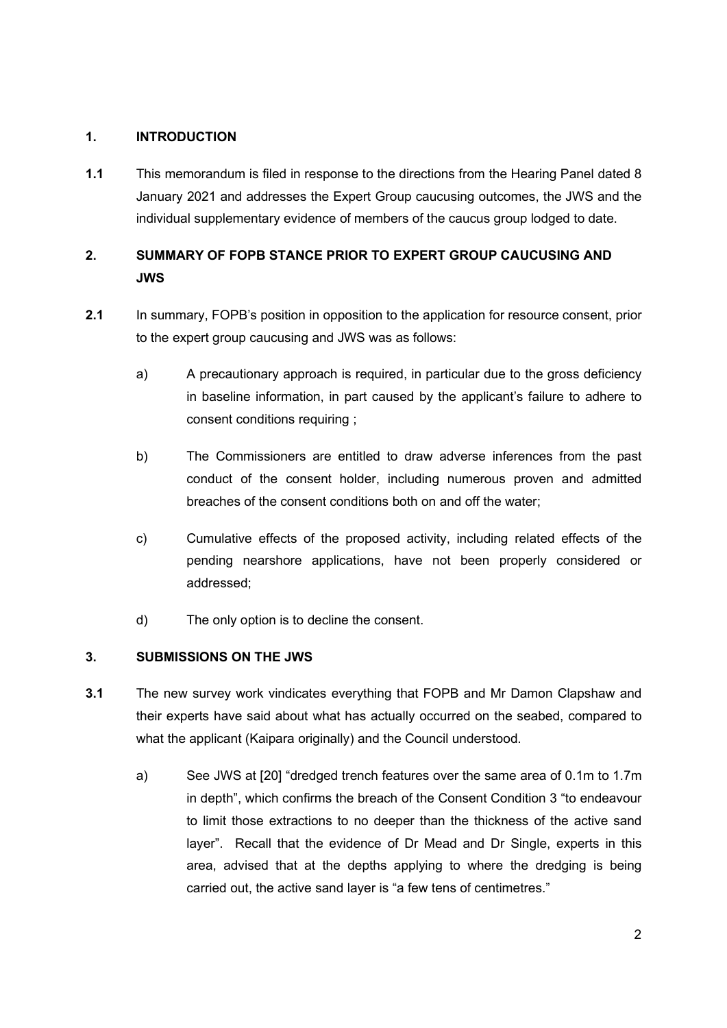## 1. INTRODUCTION

**1.1** This memorandum is filed in response to the directions from the Hearing Panel dated 8 January 2021 and addresses the Expert Group caucusing outcomes, the JWS and the individual supplementary evidence of members of the caucus group lodged to date.

## 2. SUMMARY OF FOPB STANCE PRIOR TO EXPERT GROUP CAUCUSING AND JWS

**2.1** In summary, FOPB's position in opposition to the application for resource consent, prior to the expert group caucusing and JWS was as follows:

a) A precautionary approach is required, in particular due to the gross deficiency in baseline information, in part caused by the applicant's failure to adhere to consent conditions requiring ;

b) The Commissioners are entitled to draw adverse inferences from the past conduct of the consent holder, including numerous proven and admitted breaches of the consent conditions both on and off the water;

c) Cumulative effects of the proposed activity, including related effects of the pending nearshore applications, have not been properly considered or addressed;

d) The only option is to decline the consent.

## 3. SUBMISSIONS ON THE JWS

**3.1** The new survey work vindicates everything that FOPB and Mr Damon Clapshaw and their experts have said about what has actually occurred on the seabed, compared to what the applicant (Kaipara originally) and the Council understood.

a) See JWS at [20] "dredged trench features over the same area of 0.1m to 1.7m in depth", which confirms the breach of the Consent Condition 3 "to endeavour to limit those extractions to no deeper than the thickness of the active sand layer". Recall that the evidence of Dr Mead and Dr Single, experts in this area, advised that at the depths applying to where the dredging is being carried out, the active sand layer is "a few tens of centimetres."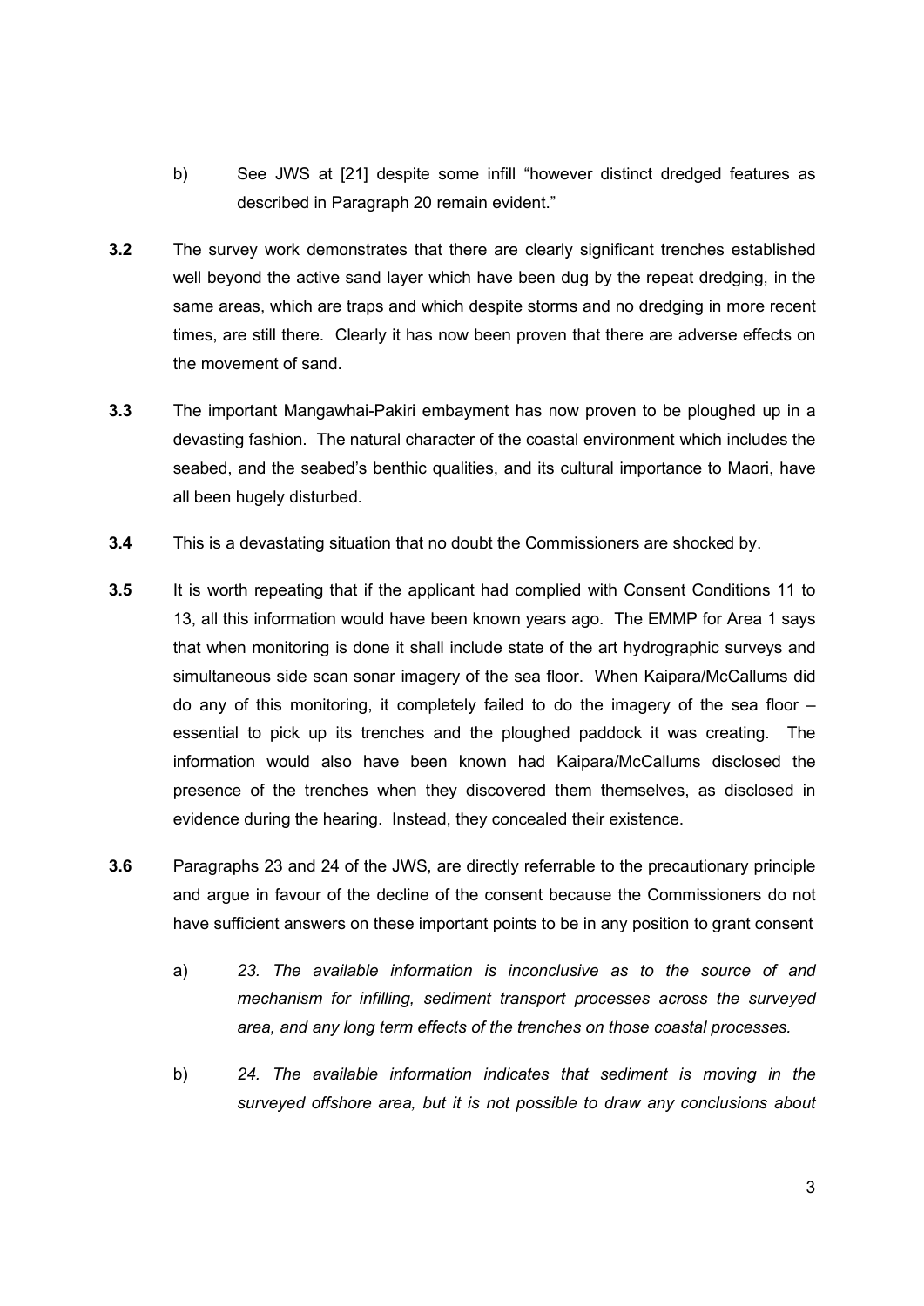b) See JWS at [21] despite some infill "however distinct dredged features as described in Paragraph 20 remain evident."

**3.2** The survey work demonstrates that there are clearly significant trenches established well beyond the active sand layer which have been dug by the repeat dredging, in the same areas, which are traps and which despite storms and no dredging in more recent times, are still there. Clearly it has now been proven that there are adverse effects on the movement of sand.

**3.3** The important Mangawhai-Pakiri embayment has now proven to be ploughed up in a devasting fashion. The natural character of the coastal environment which includes the seabed, and the seabed's benthic qualities, and its cultural importance to Maori, have all been hugely disturbed.

**3.4** This is a devastating situation that no doubt the Commissioners are shocked by.

**3.5** It is worth repeating that if the applicant had complied with Consent Conditions 11 to 13, all this information would have been known years ago. The EMMP for Area 1 says that when monitoring is done it shall include state of the art hydrographic surveys and simultaneous side scan sonar imagery of the sea floor. When Kaipara/McCallums did do any of this monitoring, it completely failed to do the imagery of the sea floor – essential to pick up its trenches and the ploughed paddock it was creating. The information would also have been known had Kaipara/McCallums disclosed the presence of the trenches when they discovered them themselves, as disclosed in evidence during the hearing. Instead, they concealed their existence.

**3.6** Paragraphs 23 and 24 of the JWS, are directly referrable to the precautionary principle and argue in favour of the decline of the consent because the Commissioners do not have sufficient answers on these important points to be in any position to grant consent

a) *23. The available information is inconclusive as to the source of and mechanism for infilling, sediment transport processes across the surveyed area, and any long term effects of the trenches on those coastal processes.*

b) *24. The available information indicates that sediment is moving in the surveyed offshore area, but it is not possible to draw any conclusions about*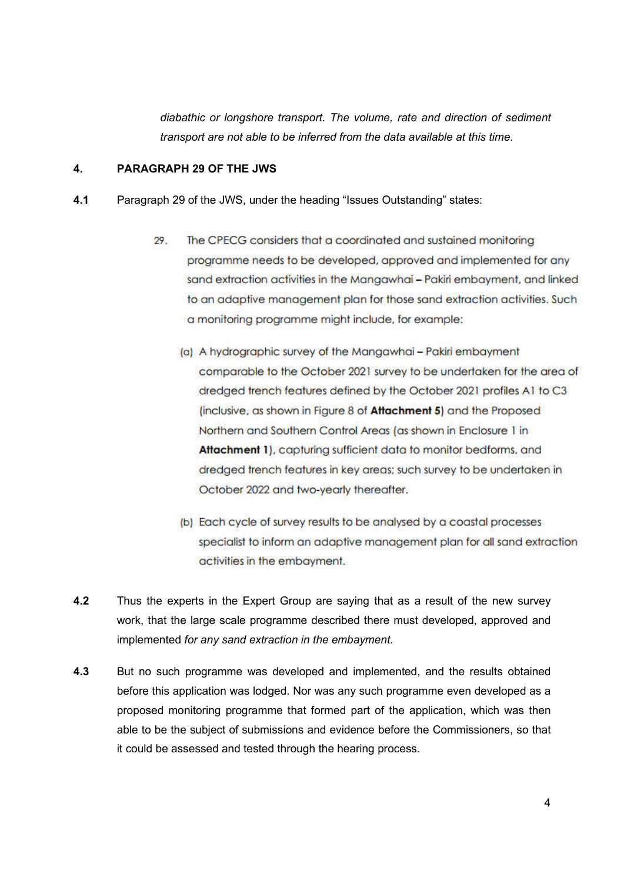*diabathic or longshore transport. The volume, rate and direction of sediment transport are not able to be inferred from the data available at this time.*

## 4. PARAGRAPH 29 OF THE JWS

**4.1** Paragraph 29 of the JWS, under the heading "Issues Outstanding" states:

> 29. The CPECG considers that a coordinated and sustained monitoring programme needs to be developed, approved and implemented for any sand extraction activities in the Mangawhai – Pakiri embayment, and linked to an adaptive management plan for those sand extraction activities. Such a monitoring programme might include, for example:
>
> (a) A hydrographic survey of the Mangawhai – Pakiri embayment comparable to the October 2021 survey to be undertaken for the area of dredged trench features defined by the October 2021 profiles A1 to C3 (inclusive, as shown in Figure 8 of **Attachment 5**) and the Proposed Northern and Southern Control Areas (as shown in Enclosure 1 in **Attachment 1**), capturing sufficient data to monitor bedforms, and dredged trench features in key areas; such survey to be undertaken in October 2022 and two-yearly thereafter.
>
> (b) Each cycle of survey results to be analysed by a coastal processes specialist to inform an adaptive management plan for all sand extraction activities in the embayment.

**4.2** Thus the experts in the Expert Group are saying that as a result of the new survey work, that the large scale programme described there must developed, approved and implemented *for any sand extraction in the embayment*.

**4.3** But no such programme was developed and implemented, and the results obtained before this application was lodged. Nor was any such programme even developed as a proposed monitoring programme that formed part of the application, which was then able to be the subject of submissions and evidence before the Commissioners, so that it could be assessed and tested through the hearing process.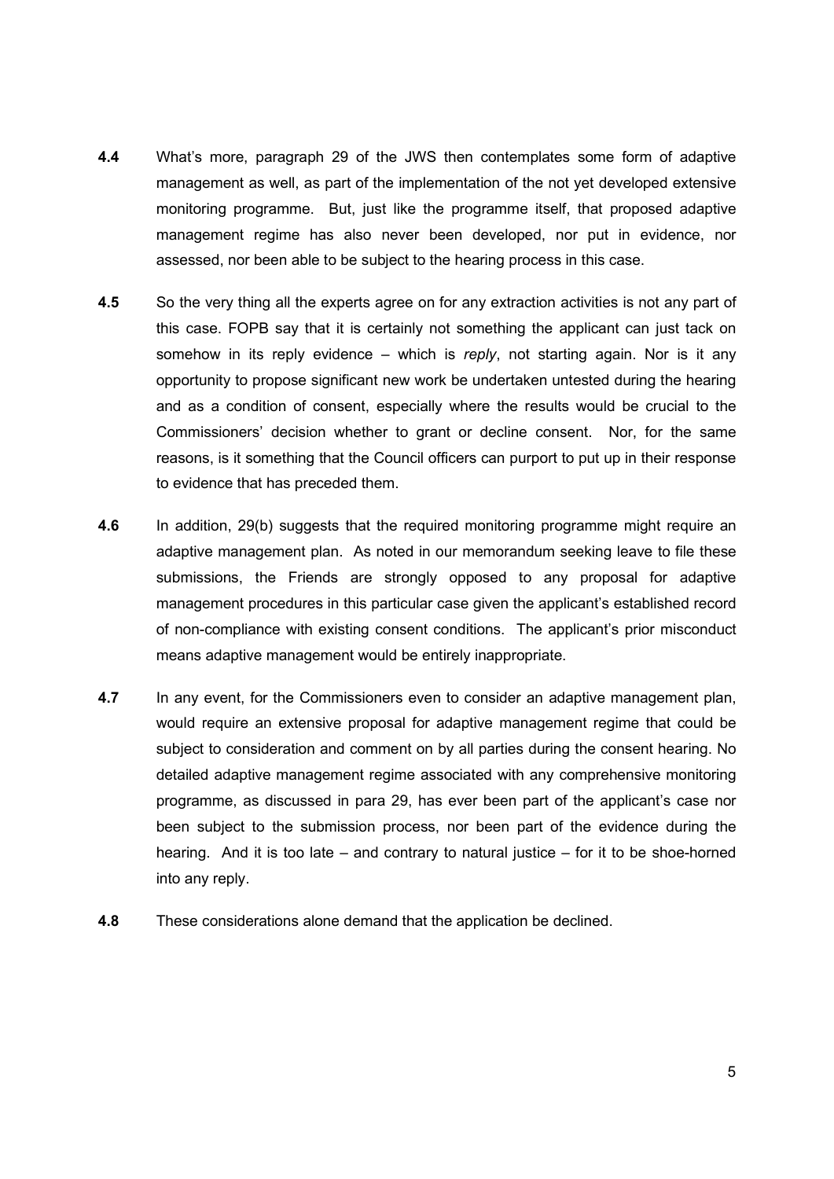**4.4** What's more, paragraph 29 of the JWS then contemplates some form of adaptive management as well, as part of the implementation of the not yet developed extensive monitoring programme. But, just like the programme itself, that proposed adaptive management regime has also never been developed, nor put in evidence, nor assessed, nor been able to be subject to the hearing process in this case.

**4.5** So the very thing all the experts agree on for any extraction activities is not any part of this case. FOPB say that it is certainly not something the applicant can just tack on somehow in its reply evidence – which is *reply*, not starting again. Nor is it any opportunity to propose significant new work be undertaken untested during the hearing and as a condition of consent, especially where the results would be crucial to the Commissioners' decision whether to grant or decline consent. Nor, for the same reasons, is it something that the Council officers can purport to put up in their response to evidence that has preceded them.

**4.6** In addition, 29(b) suggests that the required monitoring programme might require an adaptive management plan. As noted in our memorandum seeking leave to file these submissions, the Friends are strongly opposed to any proposal for adaptive management procedures in this particular case given the applicant's established record of non-compliance with existing consent conditions. The applicant's prior misconduct means adaptive management would be entirely inappropriate.

**4.7** In any event, for the Commissioners even to consider an adaptive management plan, would require an extensive proposal for adaptive management regime that could be subject to consideration and comment on by all parties during the consent hearing. No detailed adaptive management regime associated with any comprehensive monitoring programme, as discussed in para 29, has ever been part of the applicant's case nor been subject to the submission process, nor been part of the evidence during the hearing. And it is too late – and contrary to natural justice – for it to be shoe-horned into any reply.

**4.8** These considerations alone demand that the application be declined.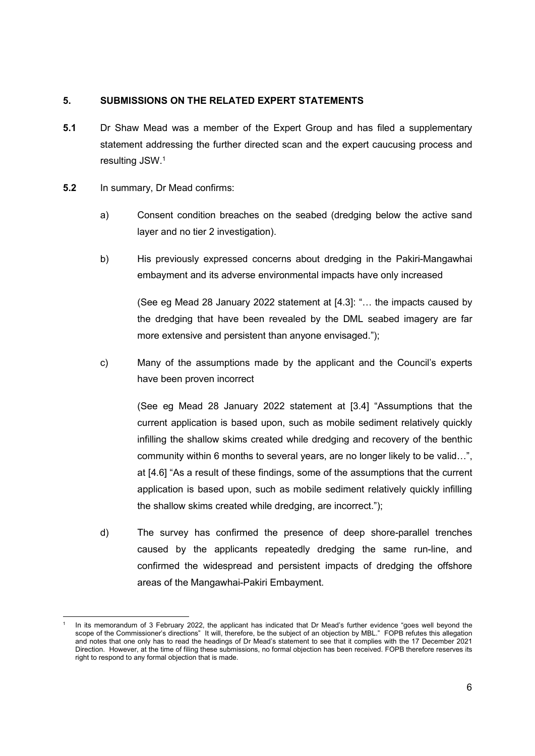## 5. SUBMISSIONS ON THE RELATED EXPERT STATEMENTS

**5.1** Dr Shaw Mead was a member of the Expert Group and has filed a supplementary statement addressing the further directed scan and the expert caucusing process and resulting JSW.[1]

**5.2** In summary, Dr Mead confirms:

a) Consent condition breaches on the seabed (dredging below the active sand layer and no tier 2 investigation).

b) His previously expressed concerns about dredging in the Pakiri-Mangawhai embayment and its adverse environmental impacts have only increased

(See eg Mead 28 January 2022 statement at [4.3]: "… the impacts caused by the dredging that have been revealed by the DML seabed imagery are far more extensive and persistent than anyone envisaged.");

c) Many of the assumptions made by the applicant and the Council's experts have been proven incorrect

(See eg Mead 28 January 2022 statement at [3.4] "Assumptions that the current application is based upon, such as mobile sediment relatively quickly infilling the shallow skims created while dredging and recovery of the benthic community within 6 months to several years, are no longer likely to be valid…", at [4.6] "As a result of these findings, some of the assumptions that the current application is based upon, such as mobile sediment relatively quickly infilling the shallow skims created while dredging, are incorrect.");

d) The survey has confirmed the presence of deep shore-parallel trenches caused by the applicants repeatedly dredging the same run-line, and confirmed the widespread and persistent impacts of dredging the offshore areas of the Mangawhai-Pakiri Embayment.

---

[1] In its memorandum of 3 February 2022, the applicant has indicated that Dr Mead's further evidence "goes well beyond the scope of the Commissioner's directions" It will, therefore, be the subject of an objection by MBL." FOPB refutes this allegation and notes that one only has to read the headings of Dr Mead's statement to see that it complies with the 17 December 2021 Direction. However, at the time of filing these submissions, no formal objection has been received. FOPB therefore reserves its right to respond to any formal objection that is made.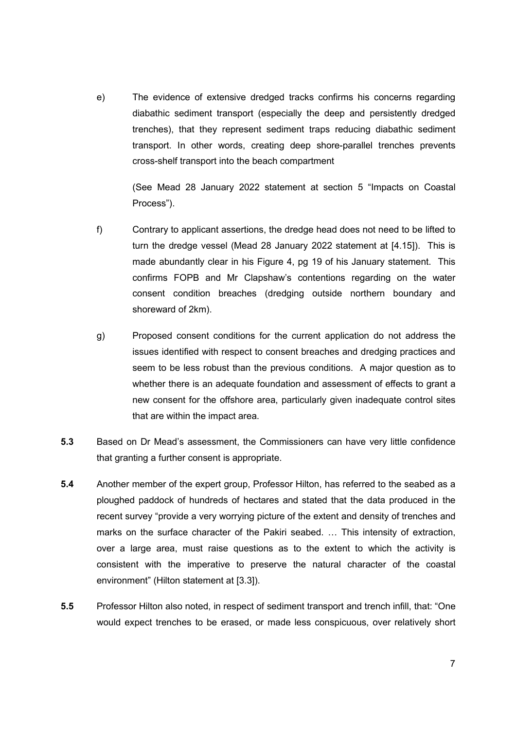e) The evidence of extensive dredged tracks confirms his concerns regarding diabathic sediment transport (especially the deep and persistently dredged trenches), that they represent sediment traps reducing diabathic sediment transport. In other words, creating deep shore-parallel trenches prevents cross-shelf transport into the beach compartment

   (See Mead 28 January 2022 statement at section 5 "Impacts on Coastal Process").

f) Contrary to applicant assertions, the dredge head does not need to be lifted to turn the dredge vessel (Mead 28 January 2022 statement at [4.15]). This is made abundantly clear in his Figure 4, pg 19 of his January statement. This confirms FOPB and Mr Clapshaw's contentions regarding on the water consent condition breaches (dredging outside northern boundary and shoreward of 2km).

g) Proposed consent conditions for the current application do not address the issues identified with respect to consent breaches and dredging practices and seem to be less robust than the previous conditions. A major question as to whether there is an adequate foundation and assessment of effects to grant a new consent for the offshore area, particularly given inadequate control sites that are within the impact area.

**5.3** Based on Dr Mead's assessment, the Commissioners can have very little confidence that granting a further consent is appropriate.

**5.4** Another member of the expert group, Professor Hilton, has referred to the seabed as a ploughed paddock of hundreds of hectares and stated that the data produced in the recent survey "provide a very worrying picture of the extent and density of trenches and marks on the surface character of the Pakiri seabed. … This intensity of extraction, over a large area, must raise questions as to the extent to which the activity is consistent with the imperative to preserve the natural character of the coastal environment" (Hilton statement at [3.3]).

**5.5** Professor Hilton also noted, in respect of sediment transport and trench infill, that: "One would expect trenches to be erased, or made less conspicuous, over relatively short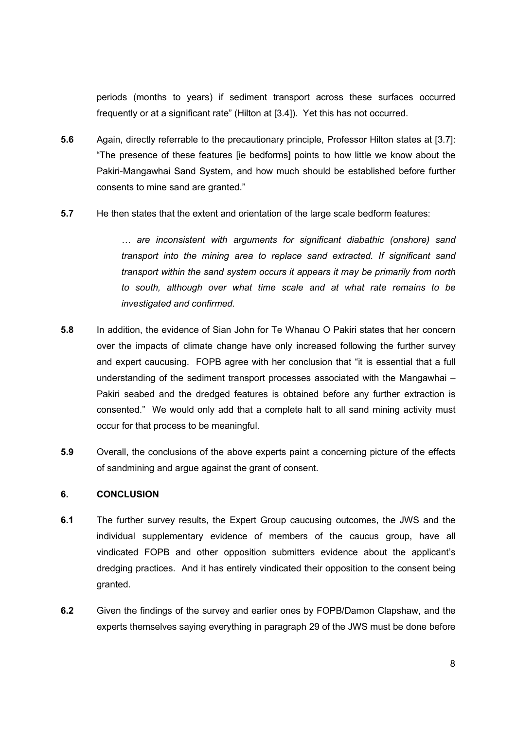periods (months to years) if sediment transport across these surfaces occurred frequently or at a significant rate" (Hilton at [3.4]). Yet this has not occurred.

**5.6** Again, directly referrable to the precautionary principle, Professor Hilton states at [3.7]: "The presence of these features [ie bedforms] points to how little we know about the Pakiri-Mangawhai Sand System, and how much should be established before further consents to mine sand are granted."

**5.7** He then states that the extent and orientation of the large scale bedform features:

> *… are inconsistent with arguments for significant diabathic (onshore) sand transport into the mining area to replace sand extracted. If significant sand transport within the sand system occurs it appears it may be primarily from north to south, although over what time scale and at what rate remains to be investigated and confirmed.*

**5.8** In addition, the evidence of Sian John for Te Whanau O Pakiri states that her concern over the impacts of climate change have only increased following the further survey and expert caucusing. FOPB agree with her conclusion that "it is essential that a full understanding of the sediment transport processes associated with the Mangawhai – Pakiri seabed and the dredged features is obtained before any further extraction is consented." We would only add that a complete halt to all sand mining activity must occur for that process to be meaningful.

**5.9** Overall, the conclusions of the above experts paint a concerning picture of the effects of sandmining and argue against the grant of consent.

## 6. CONCLUSION

**6.1** The further survey results, the Expert Group caucusing outcomes, the JWS and the individual supplementary evidence of members of the caucus group, have all vindicated FOPB and other opposition submitters evidence about the applicant's dredging practices. And it has entirely vindicated their opposition to the consent being granted.

**6.2** Given the findings of the survey and earlier ones by FOPB/Damon Clapshaw, and the experts themselves saying everything in paragraph 29 of the JWS must be done before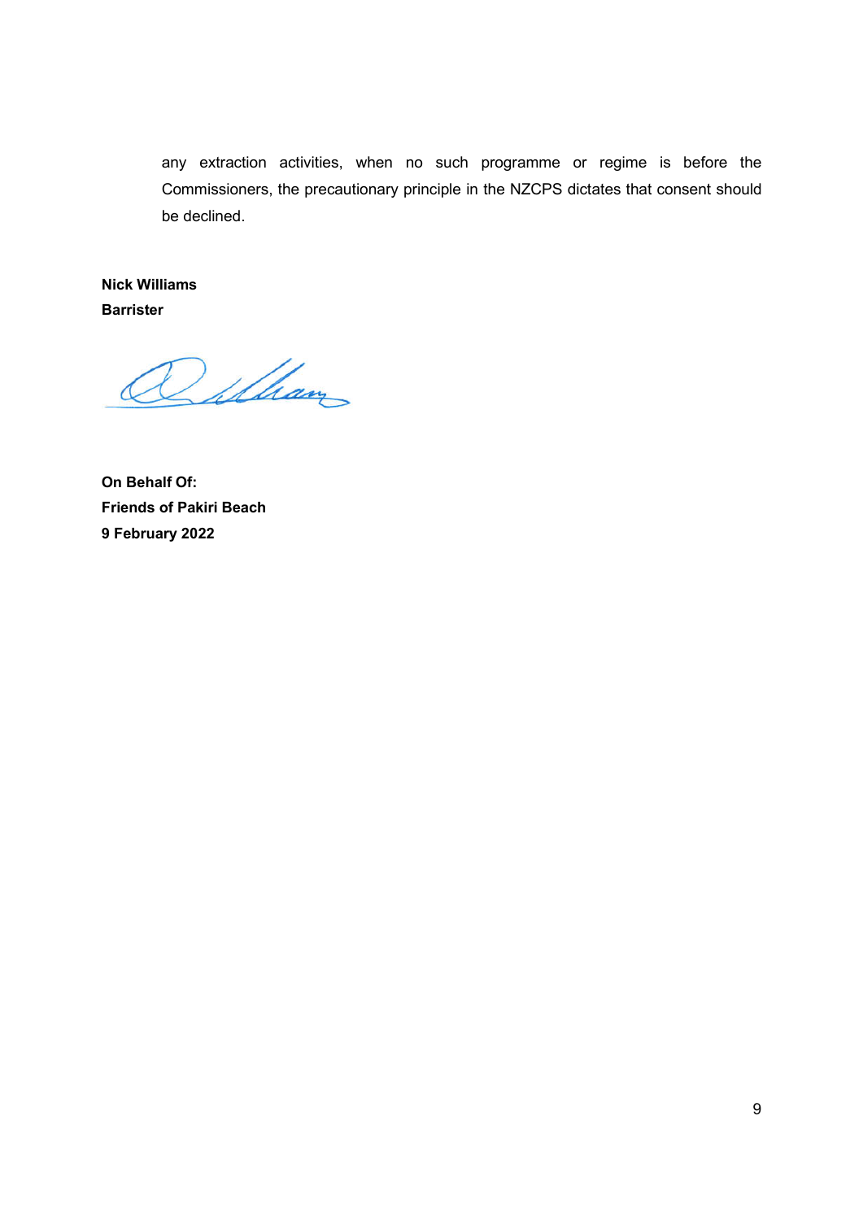any extraction activities, when no such programme or regime is before the Commissioners, the precautionary principle in the NZCPS dictates that consent should be declined.

**Nick Williams**
**Barrister**

**On Behalf Of:**
**Friends of Pakiri Beach**
**9 February 2022**